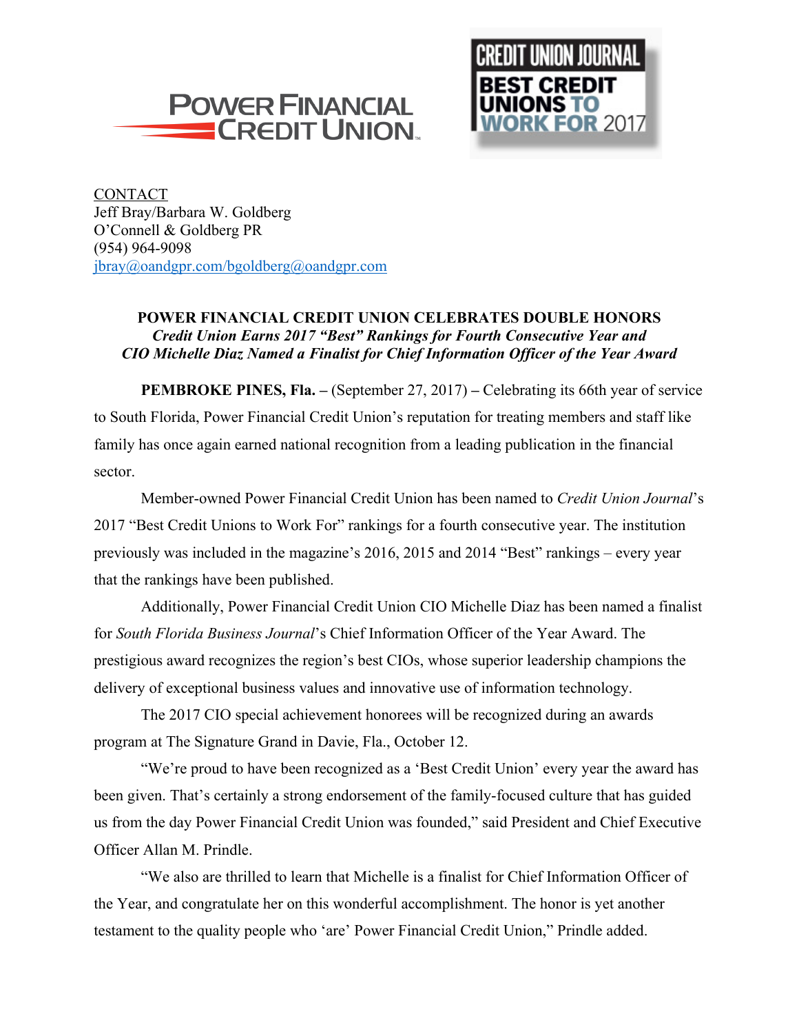POWER FINANCIAL CREDIT UNION

CREDIT UNION JOURNAL BEST CREDIT UNIONS TO WORK FOR 2017

CONTACT
Jeff Bray/Barbara W. Goldberg
O'Connell & Goldberg PR
(954) 964-9098
jbray@oandgpr.com/bgoldberg@oandgpr.com

## POWER FINANCIAL CREDIT UNION CELEBRATES DOUBLE HONORS

***Credit Union Earns 2017 "Best" Rankings for Fourth Consecutive Year and CIO Michelle Diaz Named a Finalist for Chief Information Officer of the Year Award***

**PEMBROKE PINES, Fla. –** (September 27, 2017) **–** Celebrating its 66th year of service to South Florida, Power Financial Credit Union's reputation for treating members and staff like family has once again earned national recognition from a leading publication in the financial sector.

Member-owned Power Financial Credit Union has been named to *Credit Union Journal*'s 2017 "Best Credit Unions to Work For" rankings for a fourth consecutive year. The institution previously was included in the magazine's 2016, 2015 and 2014 "Best" rankings – every year that the rankings have been published.

Additionally, Power Financial Credit Union CIO Michelle Diaz has been named a finalist for *South Florida Business Journal*'s Chief Information Officer of the Year Award. The prestigious award recognizes the region's best CIOs, whose superior leadership champions the delivery of exceptional business values and innovative use of information technology.

The 2017 CIO special achievement honorees will be recognized during an awards program at The Signature Grand in Davie, Fla., October 12.

"We're proud to have been recognized as a 'Best Credit Union' every year the award has been given. That's certainly a strong endorsement of the family-focused culture that has guided us from the day Power Financial Credit Union was founded," said President and Chief Executive Officer Allan M. Prindle.

"We also are thrilled to learn that Michelle is a finalist for Chief Information Officer of the Year, and congratulate her on this wonderful accomplishment. The honor is yet another testament to the quality people who 'are' Power Financial Credit Union," Prindle added.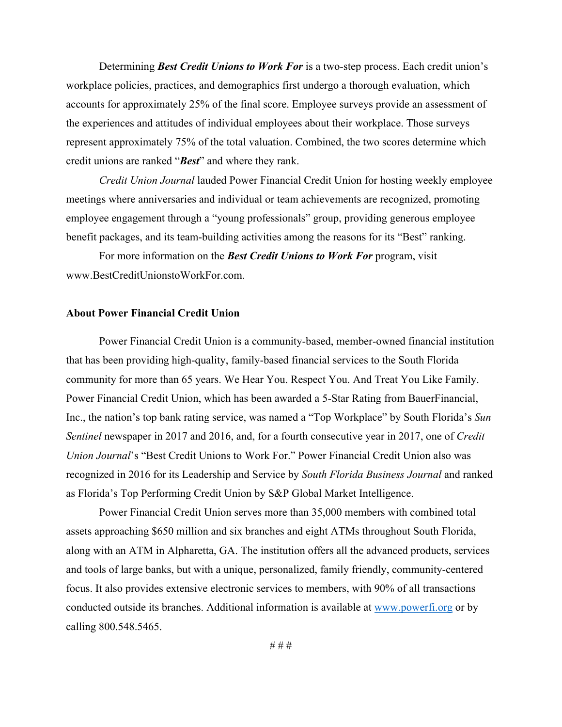Determining ***Best Credit Unions to Work For*** is a two-step process. Each credit union's workplace policies, practices, and demographics first undergo a thorough evaluation, which accounts for approximately 25% of the final score. Employee surveys provide an assessment of the experiences and attitudes of individual employees about their workplace. Those surveys represent approximately 75% of the total valuation. Combined, the two scores determine which credit unions are ranked "***Best***" and where they rank.

*Credit Union Journal* lauded Power Financial Credit Union for hosting weekly employee meetings where anniversaries and individual or team achievements are recognized, promoting employee engagement through a "young professionals" group, providing generous employee benefit packages, and its team-building activities among the reasons for its "Best" ranking.

For more information on the ***Best Credit Unions to Work For*** program, visit www.BestCreditUnionstoWorkFor.com.

**About Power Financial Credit Union**

Power Financial Credit Union is a community-based, member-owned financial institution that has been providing high-quality, family-based financial services to the South Florida community for more than 65 years. We Hear You. Respect You. And Treat You Like Family. Power Financial Credit Union, which has been awarded a 5-Star Rating from BauerFinancial, Inc., the nation's top bank rating service, was named a "Top Workplace" by South Florida's *Sun Sentinel* newspaper in 2017 and 2016, and, for a fourth consecutive year in 2017, one of *Credit Union Journal*'s "Best Credit Unions to Work For." Power Financial Credit Union also was recognized in 2016 for its Leadership and Service by *South Florida Business Journal* and ranked as Florida's Top Performing Credit Union by S&P Global Market Intelligence.

Power Financial Credit Union serves more than 35,000 members with combined total assets approaching $650 million and six branches and eight ATMs throughout South Florida, along with an ATM in Alpharetta, GA. The institution offers all the advanced products, services and tools of large banks, but with a unique, personalized, family friendly, community-centered focus. It also provides extensive electronic services to members, with 90% of all transactions conducted outside its branches. Additional information is available at www.powerfi.org or by calling 800.548.5465.

# # #